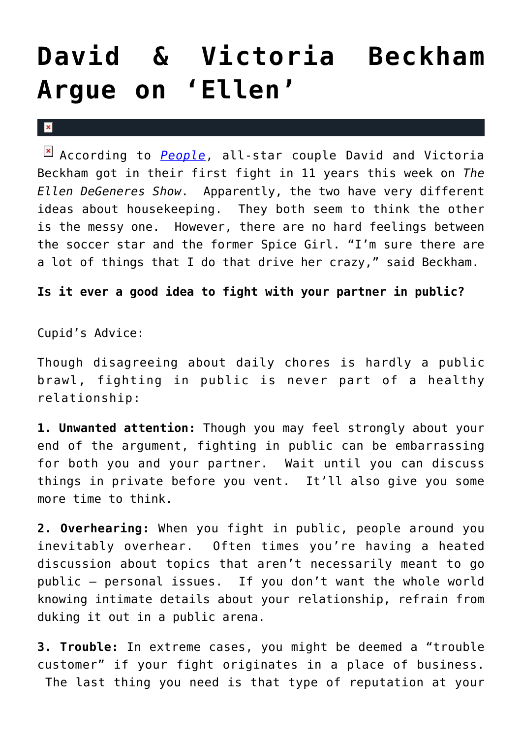# David & Victoria Beckham Argue on 'Ellen'

According to *People*, all-star couple David and Victoria Beckham got in their first fight in 11 years this week on *The Ellen DeGeneres Show*. Apparently, the two have very different ideas about housekeeping. They both seem to think the other is the messy one. However, there are no hard feelings between the soccer star and the former Spice Girl. "I'm sure there are a lot of things that I do that drive her crazy," said Beckham.

**Is it ever a good idea to fight with your partner in public?**

Cupid's Advice:

Though disagreeing about daily chores is hardly a public brawl, fighting in public is never part of a healthy relationship:

**1. Unwanted attention:** Though you may feel strongly about your end of the argument, fighting in public can be embarrassing for both you and your partner. Wait until you can discuss things in private before you vent. It'll also give you some more time to think.

**2. Overhearing:** When you fight in public, people around you inevitably overhear. Often times you're having a heated discussion about topics that aren't necessarily meant to go public – personal issues. If you don't want the whole world knowing intimate details about your relationship, refrain from duking it out in a public arena.

**3. Trouble:** In extreme cases, you might be deemed a "trouble customer" if your fight originates in a place of business. The last thing you need is that type of reputation at your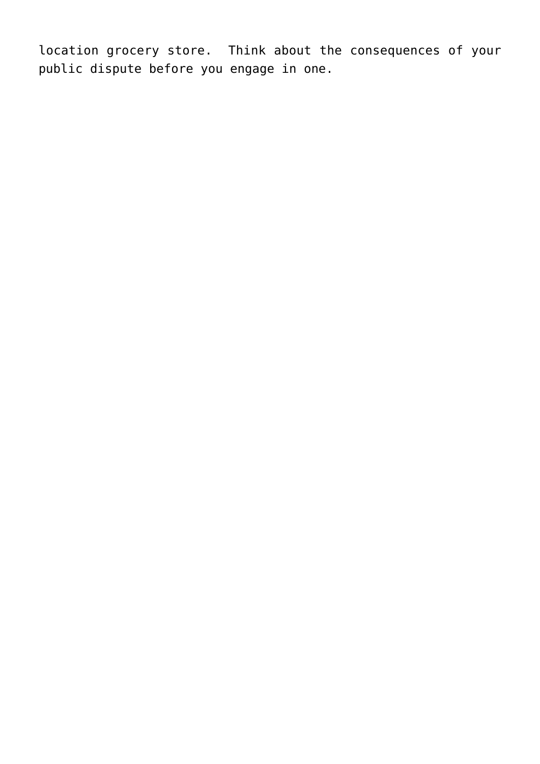location grocery store.  Think about the consequences of your public dispute before you engage in one.